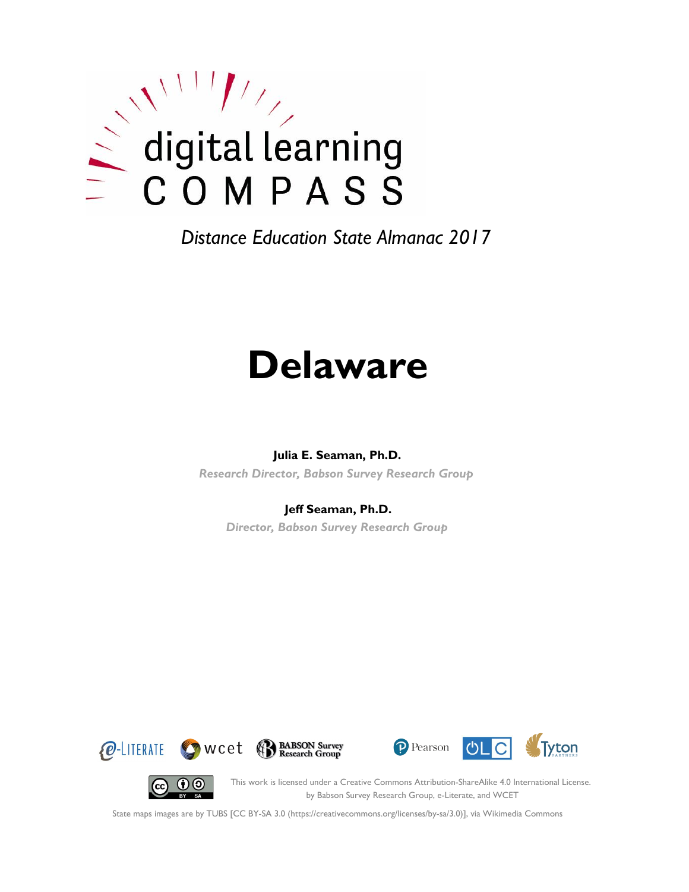digital learning

COMPASS

*Distance Education State Almanac 2017*

# Delaware

**Julia E. Seaman, Ph.D.**

*Research Director, Babson Survey Research Group*

**Jeff Seaman, Ph.D.**

*Director, Babson Survey Research Group*

e-LITERATE wcet BABSON Survey Research Group Pearson OLC Tyton PARTNERS

This work is licensed under a Creative Commons Attribution-ShareAlike 4.0 International License. by Babson Survey Research Group, e-Literate, and WCET

State maps images are by TUBS [CC BY-SA 3.0 (https://creativecommons.org/licenses/by-sa/3.0)], via Wikimedia Commons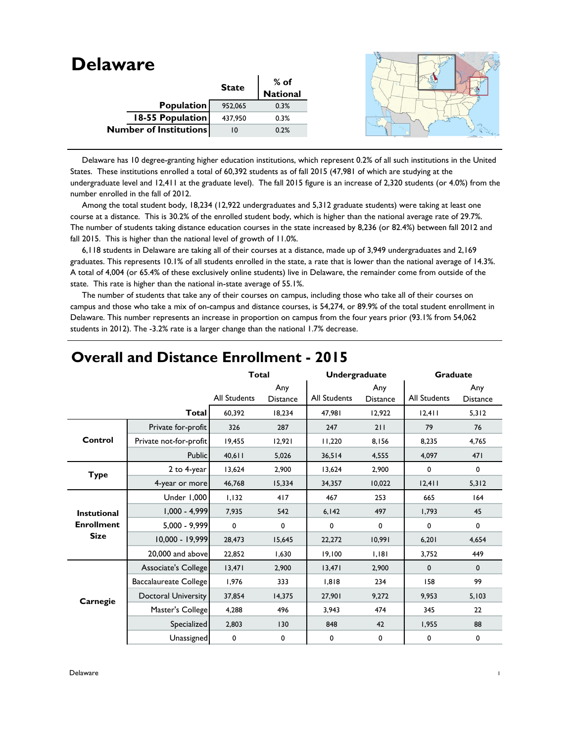# Delaware

| | State | % of National |
|---|---|---|
| **Population** | 952,065 | 0.3% |
| **18-55 Population** | 437,950 | 0.3% |
| **Number of Institutions** | 10 | 0.2% |

Delaware has 10 degree-granting higher education institutions, which represent 0.2% of all such institutions in the United States. These institutions enrolled a total of 60,392 students as of fall 2015 (47,981 of which are studying at the undergraduate level and 12,411 at the graduate level). The fall 2015 figure is an increase of 2,320 students (or 4.0%) from the number enrolled in the fall of 2012.

Among the total student body, 18,234 (12,922 undergraduates and 5,312 graduate students) were taking at least one course at a distance. This is 30.2% of the enrolled student body, which is higher than the national average rate of 29.7%. The number of students taking distance education courses in the state increased by 8,236 (or 82.4%) between fall 2012 and fall 2015. This is higher than the national level of growth of 11.0%.

6,118 students in Delaware are taking all of their courses at a distance, made up of 3,949 undergraduates and 2,169 graduates. This represents 10.1% of all students enrolled in the state, a rate that is lower than the national average of 14.3%. A total of 4,004 (or 65.4% of these exclusively online students) live in Delaware, the remainder come from outside of the state. This rate is higher than the national in-state average of 55.1%.

The number of students that take any of their courses on campus, including those who take all of their courses on campus and those who take a mix of on-campus and distance courses, is 54,274, or 89.9% of the total student enrollment in Delaware. This number represents an increase in proportion on campus from the four years prior (93.1% from 54,062 students in 2012). The -3.2% rate is a larger change than the national 1.7% decrease.

## Overall and Distance Enrollment - 2015

| | | Total | | Undergraduate | | Graduate | |
|---|---|---|---|---|---|---|---|
| | | All Students | Any Distance | All Students | Any Distance | All Students | Any Distance |
| | **Total** | 60,392 | 18,234 | 47,981 | 12,922 | 12,411 | 5,312 |
| **Control** | Private for-profit | 326 | 287 | 247 | 211 | 79 | 76 |
| | Private not-for-profit | 19,455 | 12,921 | 11,220 | 8,156 | 8,235 | 4,765 |
| | Public | 40,611 | 5,026 | 36,514 | 4,555 | 4,097 | 471 |
| **Type** | 2 to 4-year | 13,624 | 2,900 | 13,624 | 2,900 | 0 | 0 |
| | 4-year or more | 46,768 | 15,334 | 34,357 | 10,022 | 12,411 | 5,312 |
| **Instutional Enrollment Size** | Under 1,000 | 1,132 | 417 | 467 | 253 | 665 | 164 |
| | 1,000 - 4,999 | 7,935 | 542 | 6,142 | 497 | 1,793 | 45 |
| | 5,000 - 9,999 | 0 | 0 | 0 | 0 | 0 | 0 |
| | 10,000 - 19,999 | 28,473 | 15,645 | 22,272 | 10,991 | 6,201 | 4,654 |
| | 20,000 and above | 22,852 | 1,630 | 19,100 | 1,181 | 3,752 | 449 |
| **Carnegie** | Associate's College | 13,471 | 2,900 | 13,471 | 2,900 | 0 | 0 |
| | Baccalaureate College | 1,976 | 333 | 1,818 | 234 | 158 | 99 |
| | Doctoral University | 37,854 | 14,375 | 27,901 | 9,272 | 9,953 | 5,103 |
| | Master's College | 4,288 | 496 | 3,943 | 474 | 345 | 22 |
| | Specialized | 2,803 | 130 | 848 | 42 | 1,955 | 88 |
| | Unassigned | 0 | 0 | 0 | 0 | 0 | 0 |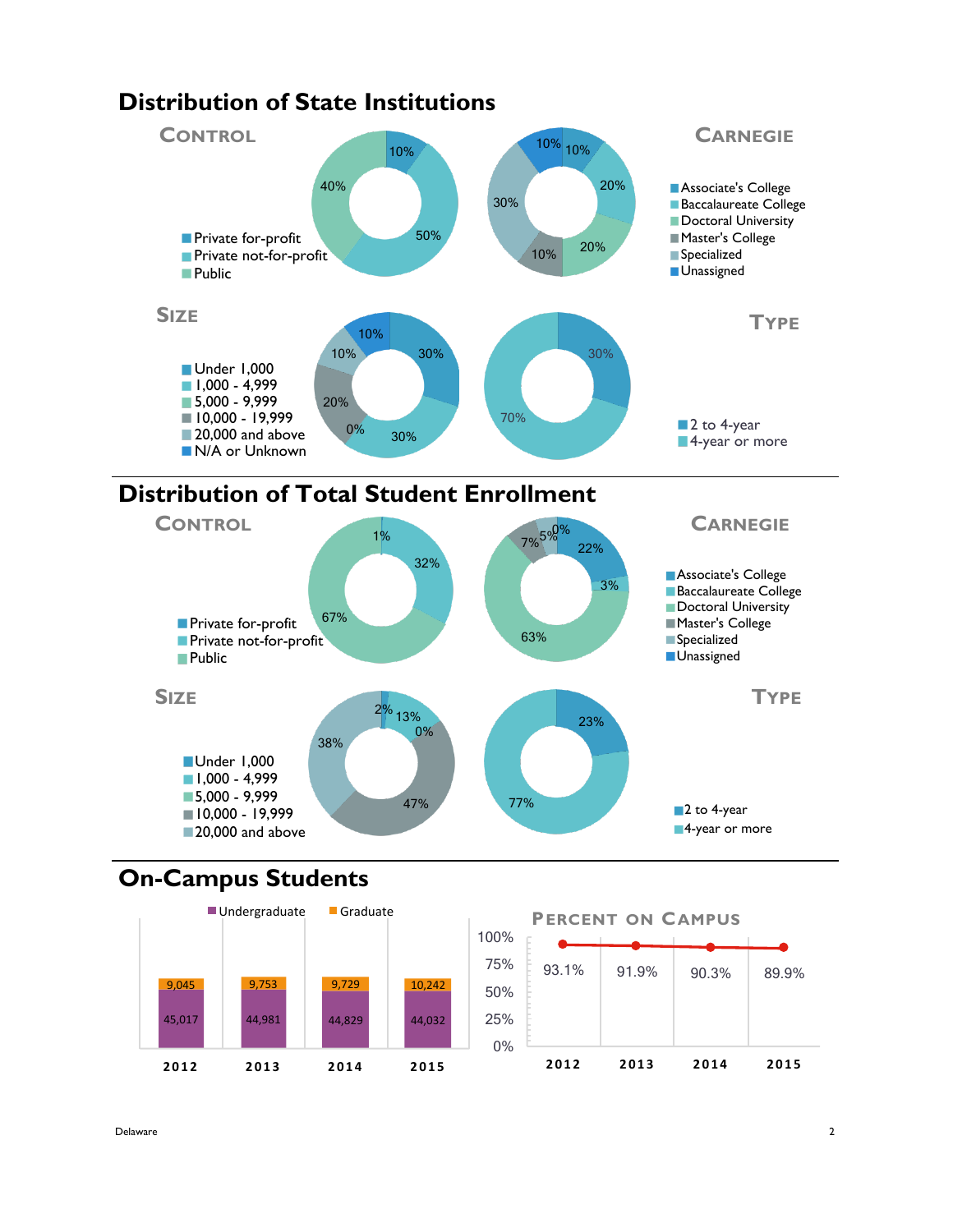# Distribution of State Institutions

## Control

- Private for-profit: 10%
- Private not-for-profit: 50%
- Public: 40%

## Carnegie

- Associate's College: 10%
- Baccalaureate College: 20%
- Doctoral University: 20%
- Master's College: 10%
- Specialized: 30%
- Unassigned: 10%

## Size

- Under 1,000: 30%
- 1,000 - 4,999: 30%
- 5,000 - 9,999: 0%
- 10,000 - 19,999: 20%
- 20,000 and above: 10%
- N/A or Unknown: 10%

## Type

- 2 to 4-year: 30%
- 4-year or more: 70%

# Distribution of Total Student Enrollment

## Control

- Private for-profit: 1%
- Private not-for-profit: 32%
- Public: 67%

## Carnegie

- Associate's College: 22%
- Baccalaureate College: 3%
- Doctoral University: 63%
- Master's College: 7%
- Specialized: 5%
- Unassigned: 0%

## Size

- Under 1,000: 2%
- 1,000 - 4,999: 13%
- 5,000 - 9,999: 0%
- 10,000 - 19,999: 47%
- 20,000 and above: 38%

## Type

- 2 to 4-year: 23%
- 4-year or more: 77%

# On-Campus Students

| | 2012 | 2013 | 2014 | 2015 |
|---|---|---|---|---|
| Undergraduate | 45,017 | 44,981 | 44,829 | 44,032 |
| Graduate | 9,045 | 9,753 | 9,729 | 10,242 |

## Percent on Campus

| 2012 | 2013 | 2014 | 2015 |
|---|---|---|---|
| 93.1% | 91.9% | 90.3% | 89.9% |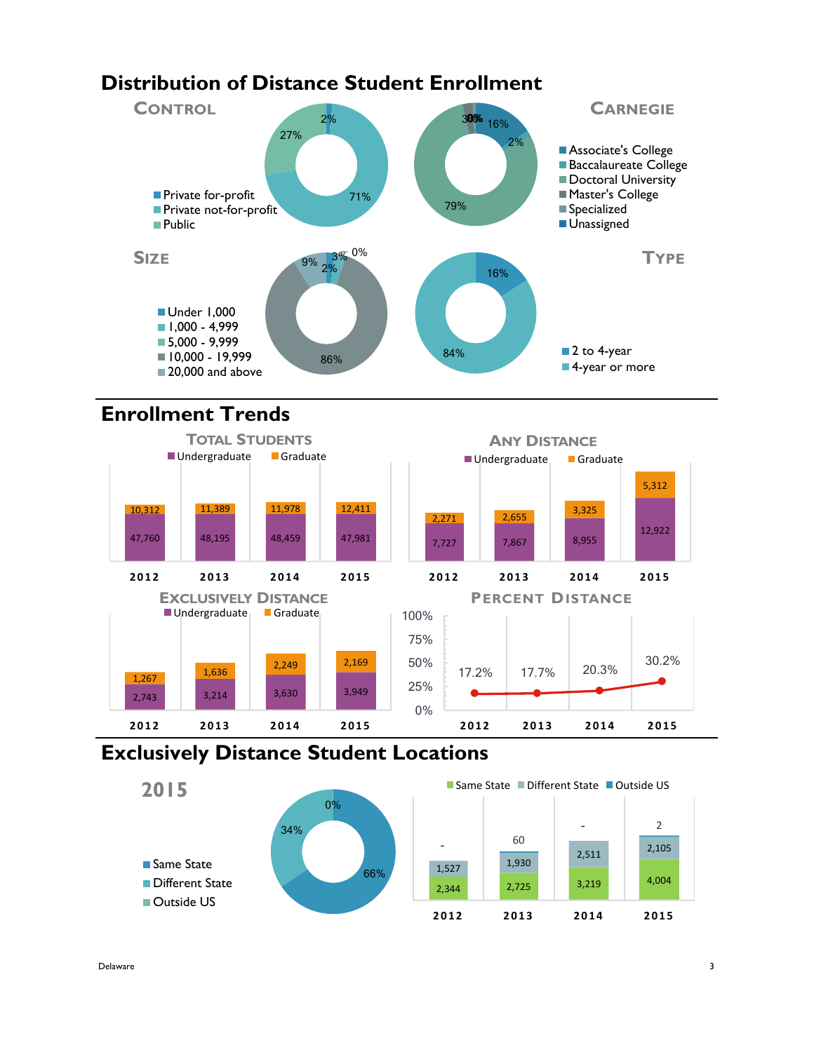# Distribution of Distance Student Enrollment

## Control

- Private for-profit: 2%
- Private not-for-profit: 27%
- Public: 71%

## Carnegie

- Associate's College: 16%
- Baccalaureate College: 2%
- Doctoral University: 79%
- Master's College: 3%
- Specialized: 0%
- Unassigned: 0%

## Size

- Under 1,000: 2%
- 1,000 - 4,999: 3%
- 5,000 - 9,999: 0%
- 10,000 - 19,999: 86%
- 20,000 and above: 9%

## Type

- 2 to 4-year: 16%
- 4-year or more: 84%

# Enrollment Trends

## Total Students

| | 2012 | 2013 | 2014 | 2015 |
|---|---|---|---|---|
| Undergraduate | 47,760 | 48,195 | 48,459 | 47,981 |
| Graduate | 10,312 | 11,389 | 11,978 | 12,411 |

## Any Distance

| | 2012 | 2013 | 2014 | 2015 |
|---|---|---|---|---|
| Undergraduate | 7,727 | 7,867 | 8,955 | 12,922 |
| Graduate | 2,271 | 2,655 | 3,325 | 5,312 |

## Exclusively Distance

| | 2012 | 2013 | 2014 | 2015 |
|---|---|---|---|---|
| Undergraduate | 2,743 | 3,214 | 3,630 | 3,949 |
| Graduate | 1,267 | 1,636 | 2,249 | 2,169 |

## Percent Distance

| 2012 | 2013 | 2014 | 2015 |
|---|---|---|---|
| 17.2% | 17.7% | 20.3% | 30.2% |

# Exclusively Distance Student Locations

## 2015

- Same State: 66%
- Different State: 34%
- Outside US: 0%

| | 2012 | 2013 | 2014 | 2015 |
|---|---|---|---|---|
| Same State | 2,344 | 2,725 | 3,219 | 4,004 |
| Different State | 1,527 | 1,930 | 2,511 | 2,105 |
| Outside US | - | 60 | - | 2 |

Delaware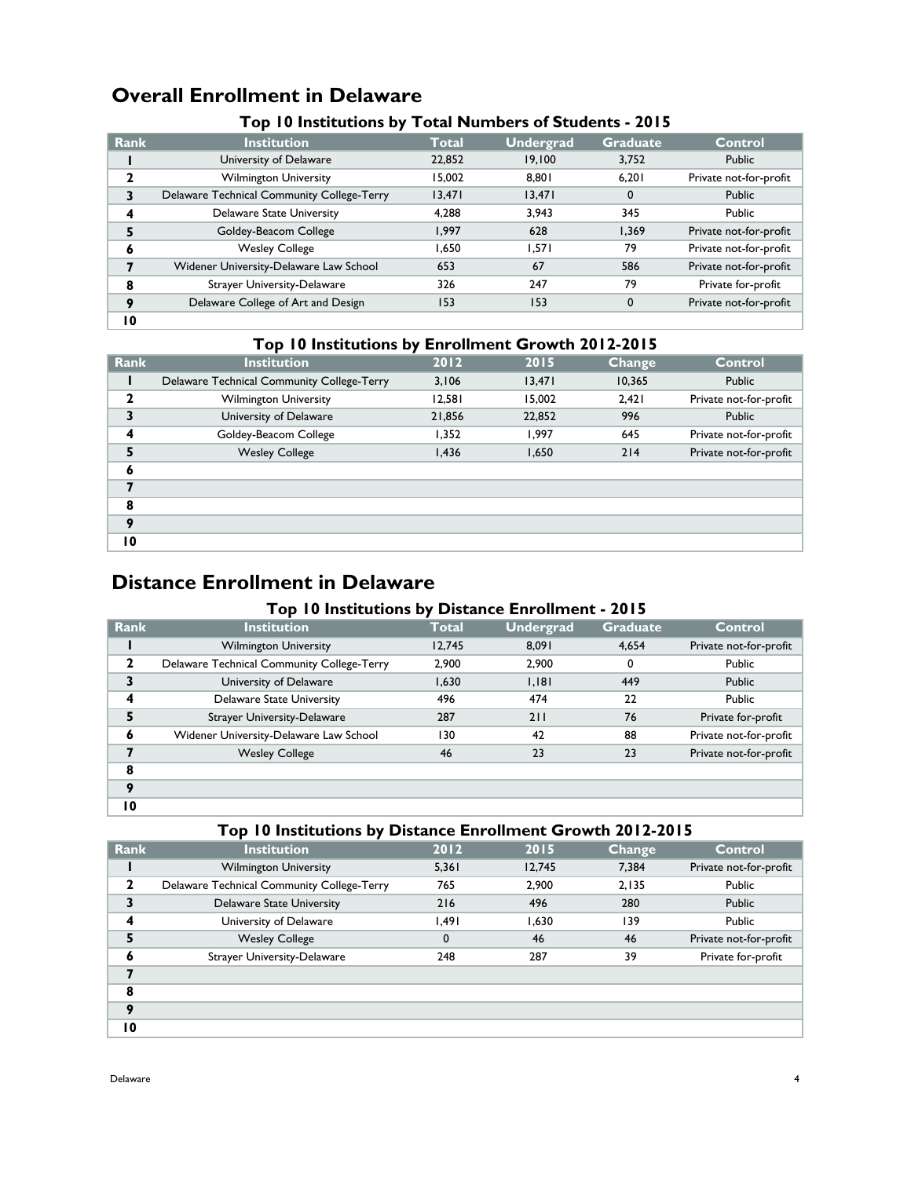## Overall Enrollment in Delaware

### Top 10 Institutions by Total Numbers of Students - 2015

| Rank | Institution | Total | Undergrad | Graduate | Control |
|---|---|---|---|---|---|
| 1 | University of Delaware | 22,852 | 19,100 | 3,752 | Public |
| 2 | Wilmington University | 15,002 | 8,801 | 6,201 | Private not-for-profit |
| 3 | Delaware Technical Community College-Terry | 13,471 | 13,471 | 0 | Public |
| 4 | Delaware State University | 4,288 | 3,943 | 345 | Public |
| 5 | Goldey-Beacom College | 1,997 | 628 | 1,369 | Private not-for-profit |
| 6 | Wesley College | 1,650 | 1,571 | 79 | Private not-for-profit |
| 7 | Widener University-Delaware Law School | 653 | 67 | 586 | Private not-for-profit |
| 8 | Strayer University-Delaware | 326 | 247 | 79 | Private for-profit |
| 9 | Delaware College of Art and Design | 153 | 153 | 0 | Private not-for-profit |
| 10 | | | | | |

### Top 10 Institutions by Enrollment Growth 2012-2015

| Rank | Institution | 2012 | 2015 | Change | Control |
|---|---|---|---|---|---|
| 1 | Delaware Technical Community College-Terry | 3,106 | 13,471 | 10,365 | Public |
| 2 | Wilmington University | 12,581 | 15,002 | 2,421 | Private not-for-profit |
| 3 | University of Delaware | 21,856 | 22,852 | 996 | Public |
| 4 | Goldey-Beacom College | 1,352 | 1,997 | 645 | Private not-for-profit |
| 5 | Wesley College | 1,436 | 1,650 | 214 | Private not-for-profit |
| 6 | | | | | |
| 7 | | | | | |
| 8 | | | | | |
| 9 | | | | | |
| 10 | | | | | |

## Distance Enrollment in Delaware

### Top 10 Institutions by Distance Enrollment - 2015

| Rank | Institution | Total | Undergrad | Graduate | Control |
|---|---|---|---|---|---|
| 1 | Wilmington University | 12,745 | 8,091 | 4,654 | Private not-for-profit |
| 2 | Delaware Technical Community College-Terry | 2,900 | 2,900 | 0 | Public |
| 3 | University of Delaware | 1,630 | 1,181 | 449 | Public |
| 4 | Delaware State University | 496 | 474 | 22 | Public |
| 5 | Strayer University-Delaware | 287 | 211 | 76 | Private for-profit |
| 6 | Widener University-Delaware Law School | 130 | 42 | 88 | Private not-for-profit |
| 7 | Wesley College | 46 | 23 | 23 | Private not-for-profit |
| 8 | | | | | |
| 9 | | | | | |
| 10 | | | | | |

### Top 10 Institutions by Distance Enrollment Growth 2012-2015

| Rank | Institution | 2012 | 2015 | Change | Control |
|---|---|---|---|---|---|
| 1 | Wilmington University | 5,361 | 12,745 | 7,384 | Private not-for-profit |
| 2 | Delaware Technical Community College-Terry | 765 | 2,900 | 2,135 | Public |
| 3 | Delaware State University | 216 | 496 | 280 | Public |
| 4 | University of Delaware | 1,491 | 1,630 | 139 | Public |
| 5 | Wesley College | 0 | 46 | 46 | Private not-for-profit |
| 6 | Strayer University-Delaware | 248 | 287 | 39 | Private for-profit |
| 7 | | | | | |
| 8 | | | | | |
| 9 | | | | | |
| 10 | | | | | |